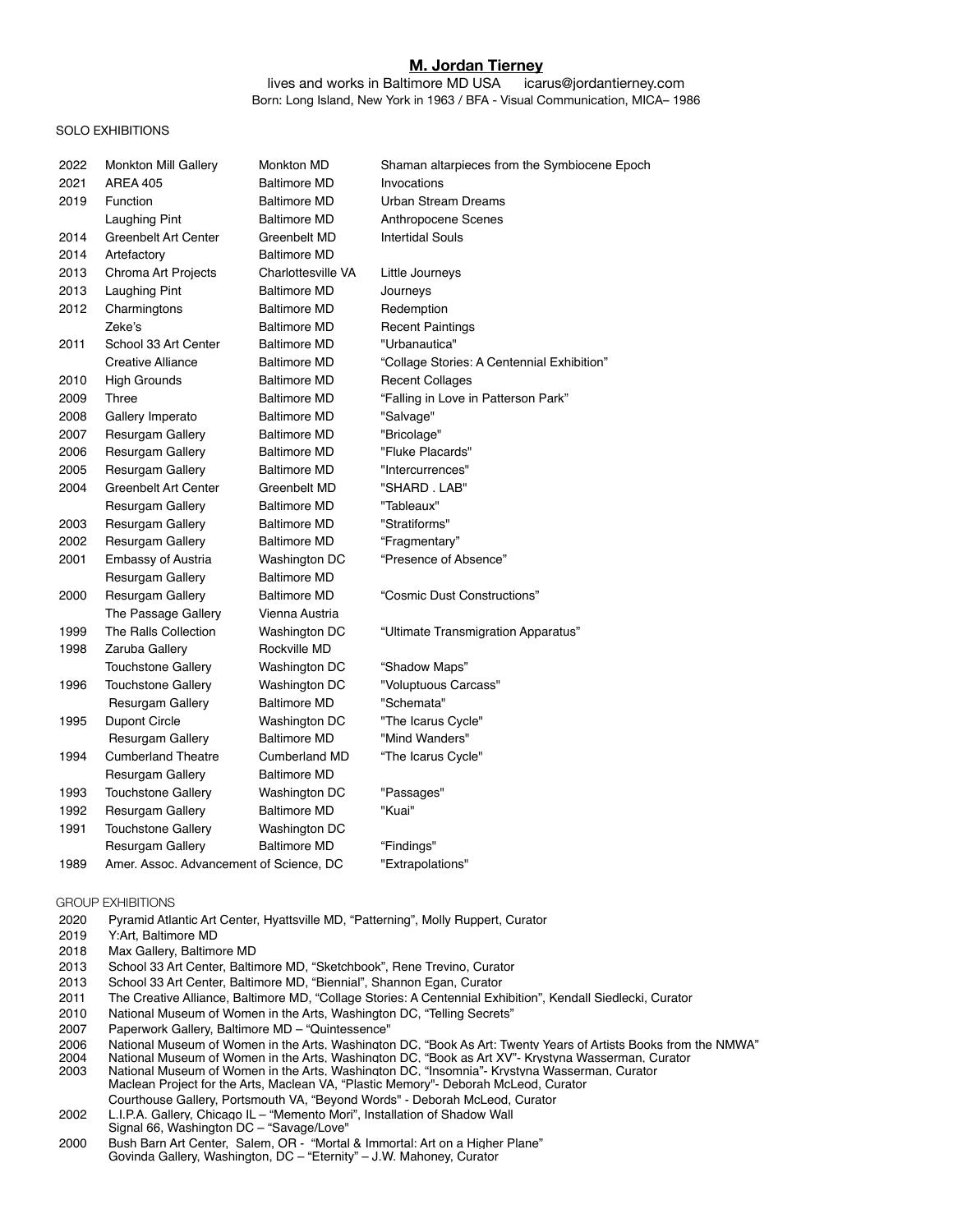# **M. Jordan Tierney**

lives and works in Baltimore MD USA icarus@jordantierney.com
Born: Long Island, New York in 1963 / BFA - Visual Communication, MICA– 1986

## SOLO EXHIBITIONS

| | | | |
|---|---|---|---|
| 2022 | Monkton Mill Gallery | Monkton MD | Shaman altarpieces from the Symbiocene Epoch |
| 2021 | AREA 405 | Baltimore MD | Invocations |
| 2019 | Function | Baltimore MD | Urban Stream Dreams |
| | Laughing Pint | Baltimore MD | Anthropocene Scenes |
| 2014 | Greenbelt Art Center | Greenbelt MD | Intertidal Souls |
| 2014 | Artefactory | Baltimore MD | |
| 2013 | Chroma Art Projects | Charlottesville VA | Little Journeys |
| 2013 | Laughing Pint | Baltimore MD | Journeys |
| 2012 | Charmingtons | Baltimore MD | Redemption |
| | Zeke's | Baltimore MD | Recent Paintings |
| 2011 | School 33 Art Center | Baltimore MD | "Urbanautica" |
| | Creative Alliance | Baltimore MD | "Collage Stories: A Centennial Exhibition" |
| 2010 | High Grounds | Baltimore MD | Recent Collages |
| 2009 | Three | Baltimore MD | "Falling in Love in Patterson Park" |
| 2008 | Gallery Imperato | Baltimore MD | "Salvage" |
| 2007 | Resurgam Gallery | Baltimore MD | "Bricolage" |
| 2006 | Resurgam Gallery | Baltimore MD | "Fluke Placards" |
| 2005 | Resurgam Gallery | Baltimore MD | "Intercurrences" |
| 2004 | Greenbelt Art Center | Greenbelt MD | "SHARD . LAB" |
| | Resurgam Gallery | Baltimore MD | "Tableaux" |
| 2003 | Resurgam Gallery | Baltimore MD | "Stratiforms" |
| 2002 | Resurgam Gallery | Baltimore MD | "Fragmentary" |
| 2001 | Embassy of Austria | Washington DC | "Presence of Absence" |
| | Resurgam Gallery | Baltimore MD | |
| 2000 | Resurgam Gallery | Baltimore MD | "Cosmic Dust Constructions" |
| | The Passage Gallery | Vienna Austria | |
| 1999 | The Ralls Collection | Washington DC | "Ultimate Transmigration Apparatus" |
| 1998 | Zaruba Gallery | Rockville MD | |
| | Touchstone Gallery | Washington DC | "Shadow Maps" |
| 1996 | Touchstone Gallery | Washington DC | "Voluptuous Carcass" |
| | Resurgam Gallery | Baltimore MD | "Schemata" |
| 1995 | Dupont Circle | Washington DC | "The Icarus Cycle" |
| | Resurgam Gallery | Baltimore MD | "Mind Wanders" |
| 1994 | Cumberland Theatre | Cumberland MD | "The Icarus Cycle" |
| | Resurgam Gallery | Baltimore MD | |
| 1993 | Touchstone Gallery | Washington DC | "Passages" |
| 1992 | Resurgam Gallery | Baltimore MD | "Kuai" |
| 1991 | Touchstone Gallery | Washington DC | |
| | Resurgam Gallery | Baltimore MD | "Findings" |
| 1989 | Amer. Assoc. Advancement of Science, DC | | "Extrapolations" |

## GROUP EXHIBITIONS

2020 Pyramid Atlantic Art Center, Hyattsville MD, "Patterning", Molly Ruppert, Curator
2019 Y:Art, Baltimore MD
2018 Max Gallery, Baltimore MD
2013 School 33 Art Center, Baltimore MD, "Sketchbook", Rene Trevino, Curator
2013 School 33 Art Center, Baltimore MD, "Biennial", Shannon Egan, Curator
2011 The Creative Alliance, Baltimore MD, "Collage Stories: A Centennial Exhibition", Kendall Siedlecki, Curator
2010 National Museum of Women in the Arts, Washington DC, "Telling Secrets"
2007 Paperwork Gallery, Baltimore MD – "Quintessence"
2006 National Museum of Women in the Arts, Washington DC, "Book As Art: Twenty Years of Artists Books from the NMWA"
2004 National Museum of Women in the Arts, Washington DC, "Book as Art XV"- Krystyna Wasserman, Curator
2003 National Museum of Women in the Arts, Washington DC, "Insomnia"- Krystyna Wasserman, Curator
Maclean Project for the Arts, Maclean VA, "Plastic Memory"- Deborah McLeod, Curator
Courthouse Gallery, Portsmouth VA, "Beyond Words" - Deborah McLeod, Curator
2002 L.I.P.A. Gallery, Chicago IL – "Memento Mori", Installation of Shadow Wall
Signal 66, Washington DC – "Savage/Love"
2000 Bush Barn Art Center, Salem, OR - "Mortal & Immortal: Art on a Higher Plane"
Govinda Gallery, Washington, DC – "Eternity" – J.W. Mahoney, Curator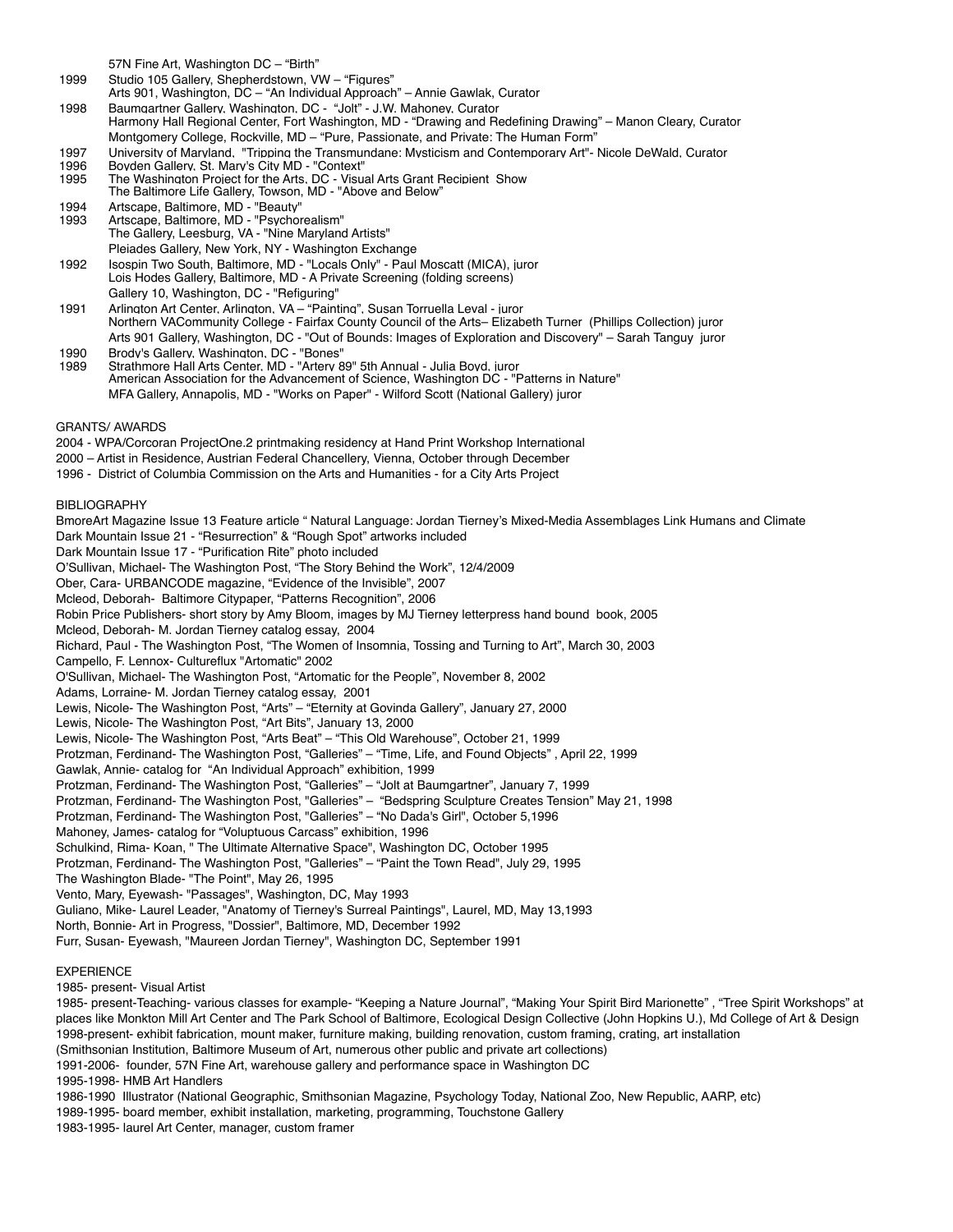57N Fine Art, Washington DC – "Birth"

1999 Studio 105 Gallery, Shepherdstown, VW – "Figures"
Arts 901, Washington, DC – "An Individual Approach" – Annie Gawlak, Curator

1998 Baumgartner Gallery, Washington, DC - "Jolt" - J.W. Mahoney, Curator
Harmony Hall Regional Center, Fort Washington, MD - "Drawing and Redefining Drawing" – Manon Cleary, Curator
Montgomery College, Rockville, MD – "Pure, Passionate, and Private: The Human Form"

1997 University of Maryland, "Tripping the Transmundane: Mysticism and Contemporary Art"- Nicole DeWald, Curator

1996 Boyden Gallery, St. Mary's City MD - "Context"

1995 The Washington Project for the Arts, DC - Visual Arts Grant Recipient Show
The Baltimore Life Gallery, Towson, MD - "Above and Below"

1994 Artscape, Baltimore, MD - "Beauty"

1993 Artscape, Baltimore, MD - "Psychorealism"
The Gallery, Leesburg, VA - "Nine Maryland Artists"
Pleiades Gallery, New York, NY - Washington Exchange

1992 Isospin Two South, Baltimore, MD - "Locals Only" - Paul Moscatt (MICA), juror
Lois Hodes Gallery, Baltimore, MD - A Private Screening (folding screens)
Gallery 10, Washington, DC - "Refiguring"

1991 Arlington Art Center, Arlington, VA – "Painting", Susan Torruella Leval - juror
Northern VACommunity College - Fairfax County Council of the Arts– Elizabeth Turner (Phillips Collection) juror
Arts 901 Gallery, Washington, DC - "Out of Bounds: Images of Exploration and Discovery" – Sarah Tanguy juror

1990 Brody's Gallery, Washington, DC - "Bones"

1989 Strathmore Hall Arts Center, MD - "Artery 89" 5th Annual - Julia Boyd, juror
American Association for the Advancement of Science, Washington DC - "Patterns in Nature"
MFA Gallery, Annapolis, MD - "Works on Paper" - Wilford Scott (National Gallery) juror

## GRANTS/ AWARDS

2004 - WPA/Corcoran ProjectOne.2 printmaking residency at Hand Print Workshop International
2000 – Artist in Residence, Austrian Federal Chancellery, Vienna, October through December
1996 - District of Columbia Commission on the Arts and Humanities - for a City Arts Project

## BIBLIOGRAPHY

BmoreArt Magazine Issue 13 Feature article " Natural Language: Jordan Tierney's Mixed-Media Assemblages Link Humans and Climate
Dark Mountain Issue 21 - "Resurrection" & "Rough Spot" artworks included
Dark Mountain Issue 17 - "Purification Rite" photo included
O'Sullivan, Michael- The Washington Post, "The Story Behind the Work", 12/4/2009
Ober, Cara- URBANCODE magazine, "Evidence of the Invisible", 2007
Mcleod, Deborah- Baltimore Citypaper, "Patterns Recognition", 2006
Robin Price Publishers- short story by Amy Bloom, images by MJ Tierney letterpress hand bound book, 2005
Mcleod, Deborah- M. Jordan Tierney catalog essay, 2004
Richard, Paul - The Washington Post, "The Women of Insomnia, Tossing and Turning to Art", March 30, 2003
Campello, F. Lennox- Cultureflux "Artomatic" 2002
O'Sullivan, Michael- The Washington Post, "Artomatic for the People", November 8, 2002
Adams, Lorraine- M. Jordan Tierney catalog essay, 2001
Lewis, Nicole- The Washington Post, "Arts" – "Eternity at Govinda Gallery", January 27, 2000
Lewis, Nicole- The Washington Post, "Art Bits", January 13, 2000
Lewis, Nicole- The Washington Post, "Arts Beat" – "This Old Warehouse", October 21, 1999
Protzman, Ferdinand- The Washington Post, "Galleries" – "Time, Life, and Found Objects" , April 22, 1999
Gawlak, Annie- catalog for "An Individual Approach" exhibition, 1999
Protzman, Ferdinand- The Washington Post, "Galleries" – "Jolt at Baumgartner", January 7, 1999
Protzman, Ferdinand- The Washington Post, "Galleries" – "Bedspring Sculpture Creates Tension" May 21, 1998
Protzman, Ferdinand- The Washington Post, "Galleries" – "No Dada's Girl", October 5,1996
Mahoney, James- catalog for "Voluptuous Carcass" exhibition, 1996
Schulkind, Rima- Koan, " The Ultimate Alternative Space", Washington DC, October 1995
Protzman, Ferdinand- The Washington Post, "Galleries" – "Paint the Town Read", July 29, 1995
The Washington Blade- "The Point", May 26, 1995
Vento, Mary, Eyewash- "Passages", Washington, DC, May 1993
Guliano, Mike- Laurel Leader, "Anatomy of Tierney's Surreal Paintings", Laurel, MD, May 13,1993
North, Bonnie- Art in Progress, "Dossier", Baltimore, MD, December 1992
Furr, Susan- Eyewash, "Maureen Jordan Tierney", Washington DC, September 1991

## EXPERIENCE

1985- present- Visual Artist
1985- present-Teaching- various classes for example- "Keeping a Nature Journal", "Making Your Spirit Bird Marionette" , "Tree Spirit Workshops" at places like Monkton Mill Art Center and The Park School of Baltimore, Ecological Design Collective (John Hopkins U.), Md College of Art & Design
1998-present- exhibit fabrication, mount maker, furniture making, building renovation, custom framing, crating, art installation (Smithsonian Institution, Baltimore Museum of Art, numerous other public and private art collections)
1991-2006- founder, 57N Fine Art, warehouse gallery and performance space in Washington DC
1995-1998- HMB Art Handlers
1986-1990 Illustrator (National Geographic, Smithsonian Magazine, Psychology Today, National Zoo, New Republic, AARP, etc)
1989-1995- board member, exhibit installation, marketing, programming, Touchstone Gallery
1983-1995- laurel Art Center, manager, custom framer